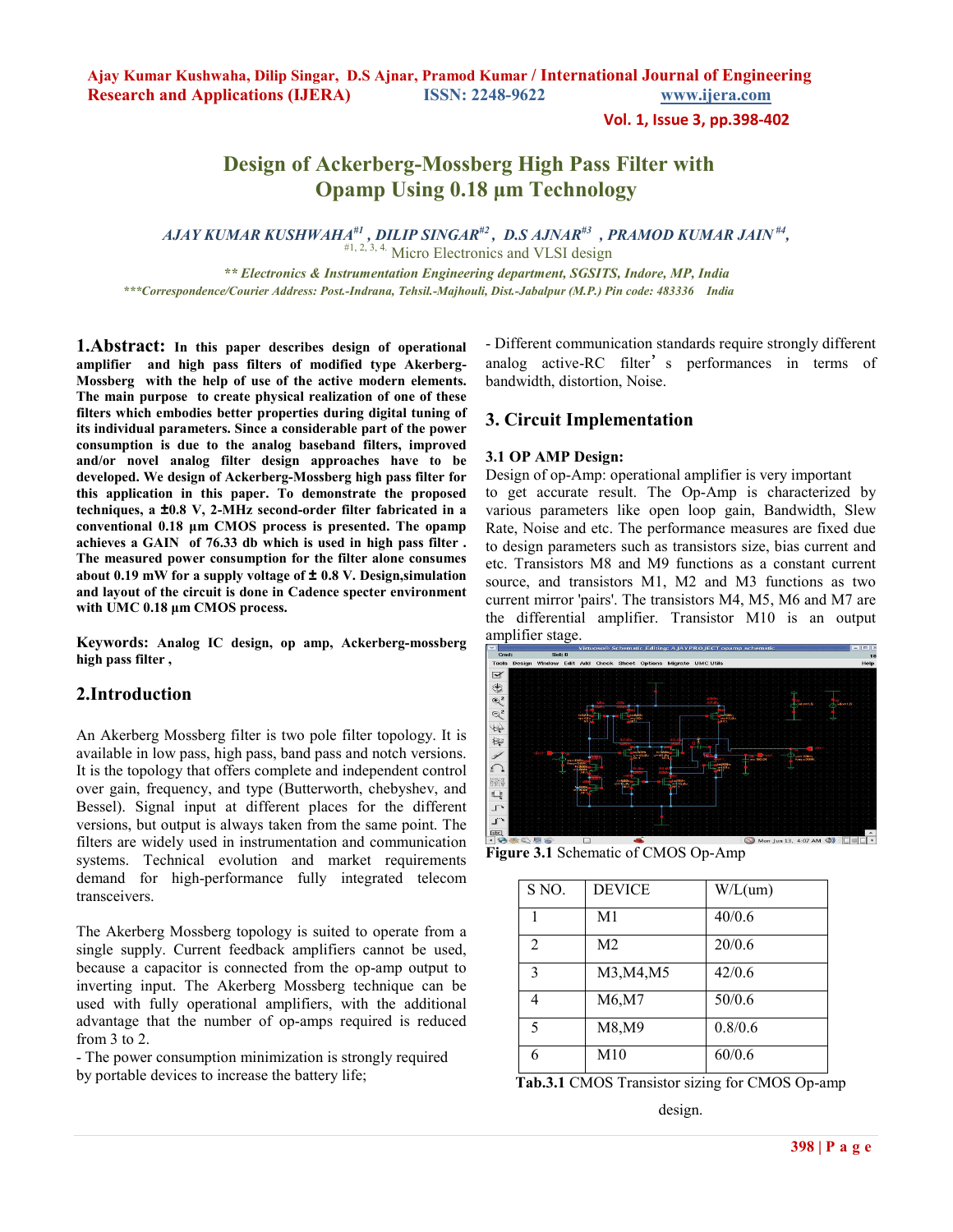# Design of Ackerberg-Mossberg High Pass Filter with Opamp Using 0.18 µm Technology

*AJAY KUMAR KUSHWAHA[#1], DILIP SINGAR[#2], D.S AJNAR[#3], PRAMOD KUMAR JAIN[#4],*

[#1, 2, 3, 4.] Micro Electronics and VLSI design

*** Electronics & Instrumentation Engineering department, SGSITS, Indore, MP, India*

****Correspondence/Courier Address: Post.-Indrana, Tehsil.-Majhouli, Dist.-Jabalpur (M.P.) Pin code: 483336 India*

## 1.Abstract:

**In this paper describes design of operational amplifier and high pass filters of modified type Akerberg-Mossberg with the help of use of the active modern elements. The main purpose to create physical realization of one of these filters which embodies better properties during digital tuning of its individual parameters. Since a considerable part of the power consumption is due to the analog baseband filters, improved and/or novel analog filter design approaches have to be developed. We design of Ackerberg-Mossberg high pass filter for this application in this paper. To demonstrate the proposed techniques, a ±0.8 V, 2-MHz second-order filter fabricated in a conventional 0.18 µm CMOS process is presented. The opamp achieves a GAIN of 76.33 db which is used in high pass filter . The measured power consumption for the filter alone consumes about 0.19 mW for a supply voltage of ± 0.8 V. Design,simulation and layout of the circuit is done in Cadence specter environment with UMC 0.18 µm CMOS process.**

**Keywords: Analog IC design, op amp, Ackerberg-mossberg high pass filter ,**

## 2.Introduction

An Akerberg Mossberg filter is two pole filter topology. It is available in low pass, high pass, band pass and notch versions. It is the topology that offers complete and independent control over gain, frequency, and type (Butterworth, chebyshev, and Bessel). Signal input at different places for the different versions, but output is always taken from the same point. The filters are widely used in instrumentation and communication systems. Technical evolution and market requirements demand for high-performance fully integrated telecom transceivers.

The Akerberg Mossberg topology is suited to operate from a single supply. Current feedback amplifiers cannot be used, because a capacitor is connected from the op-amp output to inverting input. The Akerberg Mossberg technique can be used with fully operational amplifiers, with the additional advantage that the number of op-amps required is reduced from 3 to 2.

- The power consumption minimization is strongly required by portable devices to increase the battery life;

- Different communication standards require strongly different analog active-RC filter's performances in terms of bandwidth, distortion, Noise.

## 3. Circuit Implementation

### 3.1 OP AMP Design:

Design of op-Amp: operational amplifier is very important to get accurate result. The Op-Amp is characterized by various parameters like open loop gain, Bandwidth, Slew Rate, Noise and etc. The performance measures are fixed due to design parameters such as transistors size, bias current and etc. Transistors M8 and M9 functions as a constant current source, and transistors M1, M2 and M3 functions as two current mirror 'pairs'. The transistors M4, M5, M6 and M7 are the differential amplifier. Transistor M10 is an output amplifier stage.

**Figure 3.1** Schematic of CMOS Op-Amp

| S NO. | DEVICE | W/L(um) |
|---|---|---|
| 1 | M1 | 40/0.6 |
| 2 | M2 | 20/0.6 |
| 3 | M3,M4,M5 | 42/0.6 |
| 4 | M6,M7 | 50/0.6 |
| 5 | M8,M9 | 0.8/0.6 |
| 6 | M10 | 60/0.6 |

**Tab.3.1** CMOS Transistor sizing for CMOS Op-amp design.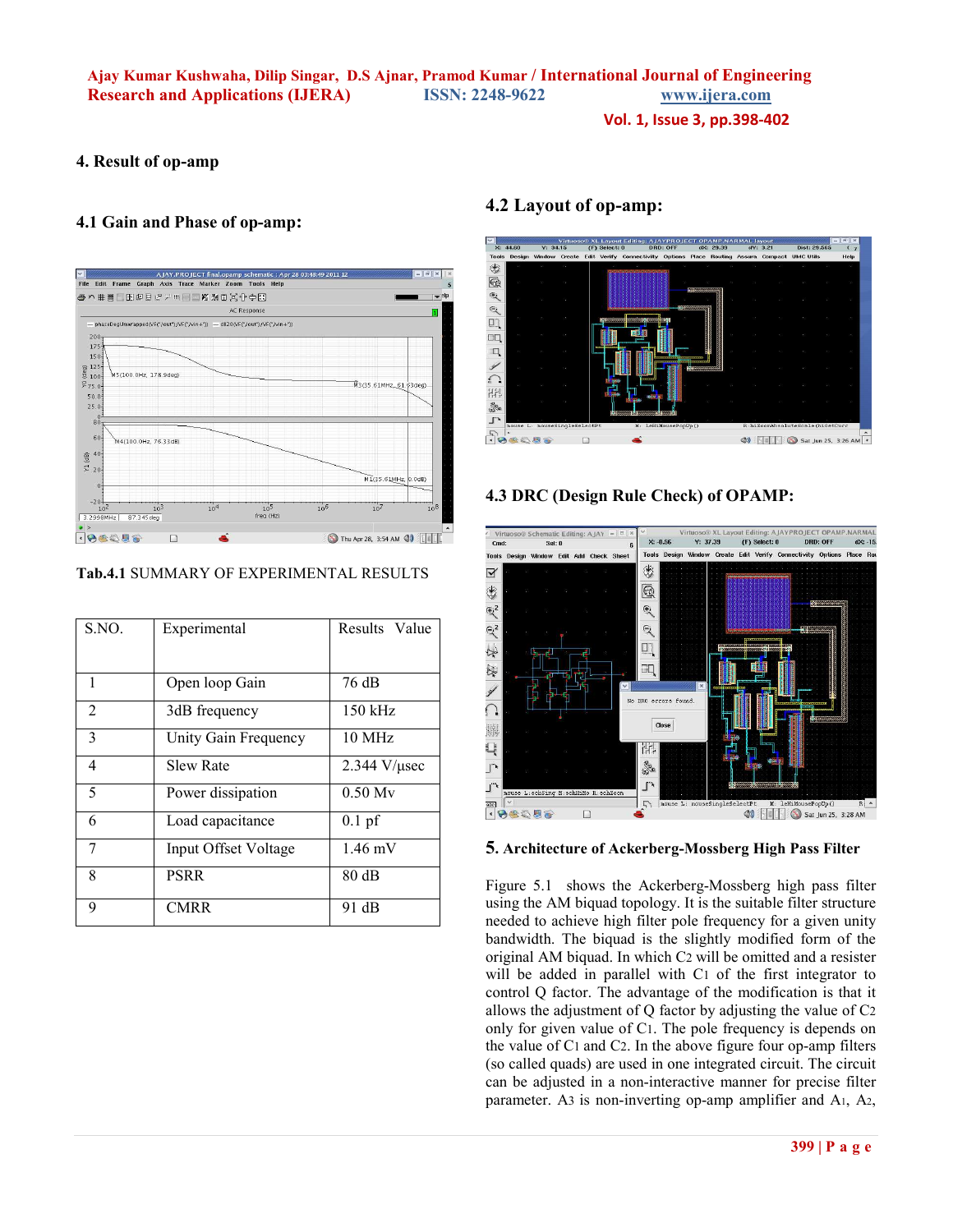## 4. Result of op-amp

### 4.1 Gain and Phase of op-amp:

**Tab.4.1** SUMMARY OF EXPERIMENTAL RESULTS

| S.NO. | Experimental | Results Value |
|---|---|---|
| 1 | Open loop Gain | 76 dB |
| 2 | 3dB frequency | 150 kHz |
| 3 | Unity Gain Frequency | 10 MHz |
| 4 | Slew Rate | 2.344 V/µsec |
| 5 | Power dissipation | 0.50 Mv |
| 6 | Load capacitance | 0.1 pf |
| 7 | Input Offset Voltage | 1.46 mV |
| 8 | PSRR | 80 dB |
| 9 | CMRR | 91 dB |

### 4.2 Layout of op-amp:

### 4.3 DRC (Design Rule Check) of OPAMP:

## 5. Architecture of Ackerberg-Mossberg High Pass Filter

Figure 5.1 shows the Ackerberg-Mossberg high pass filter using the AM biquad topology. It is the suitable filter structure needed to achieve high filter pole frequency for a given unity bandwidth. The biquad is the slightly modified form of the original AM biquad. In which $C_2$ will be omitted and a resister will be added in parallel with $C_1$ of the first integrator to control Q factor. The advantage of the modification is that it allows the adjustment of Q factor by adjusting the value of $C_2$ only for given value of $C_1$. The pole frequency is depends on the value of $C_1$ and $C_2$. In the above figure four op-amp filters (so called quads) are used in one integrated circuit. The circuit can be adjusted in a non-interactive manner for precise filter parameter. $A_3$ is non-inverting op-amp amplifier and $A_1$, $A_2$,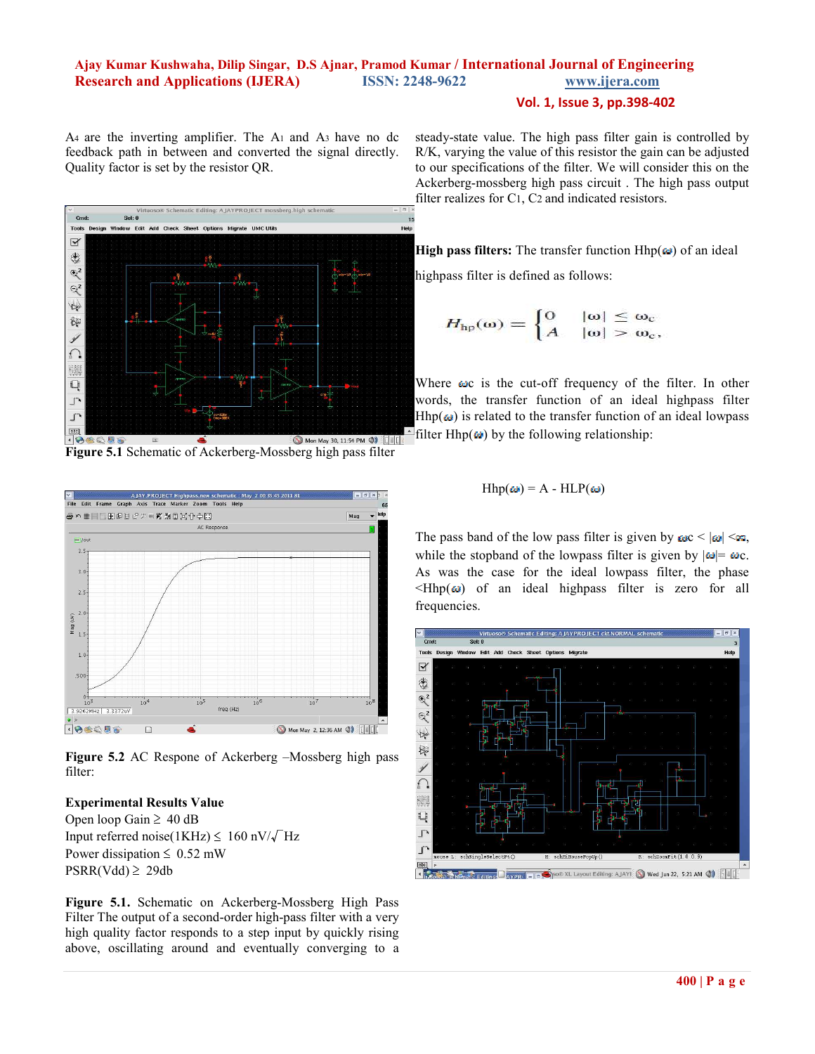A4 are the inverting amplifier. The A1 and A3 have no dc feedback path in between and converted the signal directly. Quality factor is set by the resistor QR.

**Figure 5.1** Schematic of Ackerberg-Mossberg high pass filter

**Figure 5.2** AC Respone of Ackerberg –Mossberg high pass filter:

**Experimental Results Value**

Open loop Gain ≥ 40 dB

Input referred noise(1KHz) ≤ 160 nV/√Hz

Power dissipation ≤ 0.52 mW

PSRR(Vdd) ≥ 29db

**Figure 5.1.** Schematic on Ackerberg-Mossberg High Pass Filter The output of a second-order high-pass filter with a very high quality factor responds to a step input by quickly rising above, oscillating around and eventually converging to a steady-state value. The high pass filter gain is controlled by R/K, varying the value of this resistor the gain can be adjusted to our specifications of the filter. We will consider this on the Ackerberg-mossberg high pass circuit . The high pass output filter realizes for C1, C2 and indicated resistors.

**High pass filters:** The transfer function Hhp($\omega$) of an ideal highpass filter is defined as follows:

$$H_{hp}(\omega) = \begin{cases} 0 & |\omega| \leq \omega_c \\ A & |\omega| > \omega_c, \end{cases}$$

Where $\omega_c$ is the cut-off frequency of the filter. In other words, the transfer function of an ideal highpass filter Hhp($\omega$) is related to the transfer function of an ideal lowpass filter Hhp($\omega$) by the following relationship:

$$Hhp(\omega) = A - HLP(\omega)$$

The pass band of the low pass filter is given by $\omega_c < |\omega| < \infty$, while the stopband of the lowpass filter is given by $|\omega| = \omega_c$. As was the case for the ideal lowpass filter, the phase <Hhp($\omega$) of an ideal highpass filter is zero for all frequencies.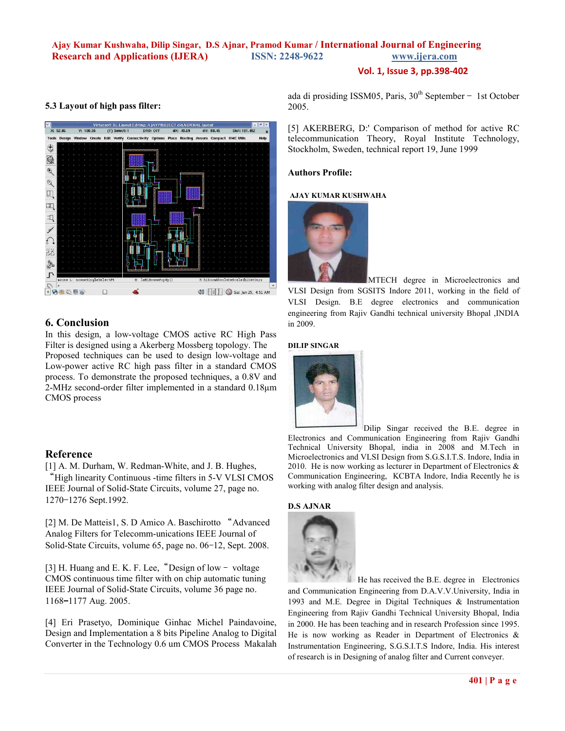### 5.3 Layout of high pass filter:

## 6. Conclusion

In this design, a low-voltage CMOS active RC High Pass Filter is designed using a Akerberg Mossberg topology. The Proposed techniques can be used to design low-voltage and Low-power active RC high pass filter in a standard CMOS process. To demonstrate the proposed techniques, a 0.8V and 2-MHz second-order filter implemented in a standard 0.18μm CMOS process

## Reference

[1] A. M. Durham, W. Redman-White, and J. B. Hughes, "High linearity Continuous -time filters in 5-V VLSI CMOS IEEE Journal of Solid-State Circuits, volume 27, page no. 1270−1276 Sept.1992.

[2] M. De Matteis1, S. D Amico A. Baschirotto "Advanced Analog Filters for Telecom-unications IEEE Journal of Solid-State Circuits, volume 65, page no. 06−12, Sept. 2008.

[3] H. Huang and E. K. F. Lee, "Design of low − voltage CMOS continuous time filter with on chip automatic tuning IEEE Journal of Solid-State Circuits, volume 36 page no. 1168−1177 Aug. 2005.

[4] Eri Prasetyo, Dominique Ginhac Michel Paindavoine, Design and Implementation a 8 bits Pipeline Analog to Digital Converter in the Technology 0.6 um CMOS Process Makalah ada di prosiding ISSM05, Paris, 30th September − 1st October 2005.

[5] AKERBERG, D:' Comparison of method for active RC telecommunication Theory, Royal Institute Technology, Stockholm, Sweden, technical report 19, June 1999

### Authors Profile:

**AJAY KUMAR KUSHWAHA**

MTECH degree in Microelectronics and VLSI Design from SGSITS Indore 2011, working in the field of VLSI Design. B.E degree electronics and communication engineering from Rajiv Gandhi technical university Bhopal ,INDIA in 2009.

**DILIP SINGAR**

Dilip Singar received the B.E. degree in Electronics and Communication Engineering from Rajiv Gandhi Technical University Bhopal, india in 2008 and M.Tech in Microelectronics and VLSI Design from S.G.S.I.T.S. Indore, India in 2010. He is now working as lecturer in Department of Electronics & Communication Engineering, KCBTA Indore, India Recently he is working with analog filter design and analysis.

**D.S AJNAR**

He has received the B.E. degree in Electronics and Communication Engineering from D.A.V.V.University, India in 1993 and M.E. Degree in Digital Techniques & Instrumentation Engineering from Rajiv Gandhi Technical University Bhopal, India in 2000. He has been teaching and in research Profession since 1995. He is now working as Reader in Department of Electronics & Instrumentation Engineering, S.G.S.I.T.S Indore, India. His interest of research is in Designing of analog filter and Current conveyer.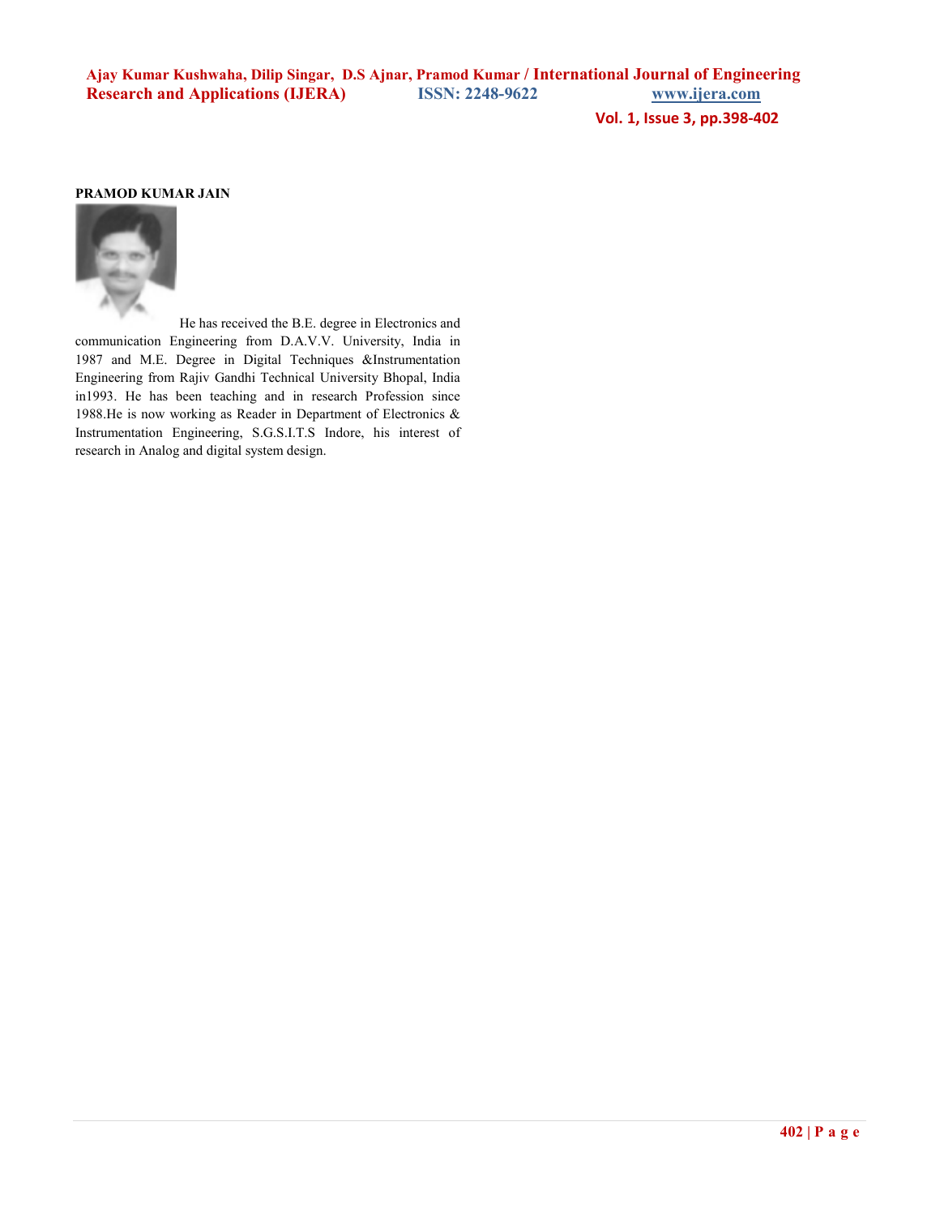**PRAMOD KUMAR JAIN**

He has received the B.E. degree in Electronics and communication Engineering from D.A.V.V. University, India in 1987 and M.E. Degree in Digital Techniques &Instrumentation Engineering from Rajiv Gandhi Technical University Bhopal, India in1993. He has been teaching and in research Profession since 1988.He is now working as Reader in Department of Electronics & Instrumentation Engineering, S.G.S.I.T.S Indore, his interest of research in Analog and digital system design.